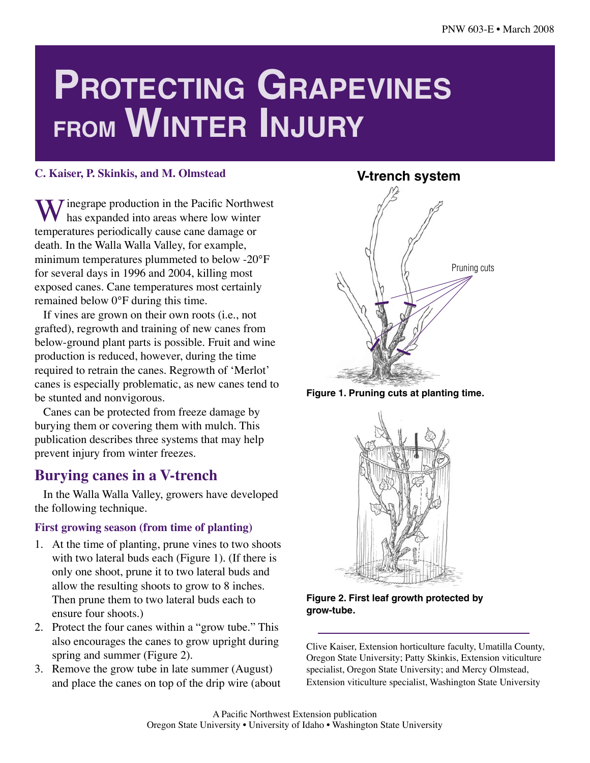# Protecting Grapevines from Winter Injury

**C. Kaiser, P. Skinkis, and M. Olmstead**

Winegrape production in the Pacific Northwest has expanded into areas where low winter temperatures periodically cause cane damage or death. In the Walla Walla Valley, for example, minimum temperatures plummeted to below -20°F for several days in 1996 and 2004, killing most exposed canes. Cane temperatures most certainly remained below 0°F during this time.

If vines are grown on their own roots (i.e., not grafted), regrowth and training of new canes from below-ground plant parts is possible. Fruit and wine production is reduced, however, during the time required to retrain the canes. Regrowth of 'Merlot' canes is especially problematic, as new canes tend to be stunted and nonvigorous.

Canes can be protected from freeze damage by burying them or covering them with mulch. This publication describes three systems that may help prevent injury from winter freezes.

## Burying canes in a V-trench

In the Walla Walla Valley, growers have developed the following technique.

### First growing season (from time of planting)

1. At the time of planting, prune vines to two shoots with two lateral buds each (Figure 1). (If there is only one shoot, prune it to two lateral buds and allow the resulting shoots to grow to 8 inches. Then prune them to two lateral buds each to ensure four shoots.)
2. Protect the four canes within a "grow tube." This also encourages the canes to grow upright during spring and summer (Figure 2).
3. Remove the grow tube in late summer (August) and place the canes on top of the drip wire (about

**V-trench system**

Pruning cuts

**Figure 1. Pruning cuts at planting time.**

**Figure 2. First leaf growth protected by grow-tube.**

Clive Kaiser, Extension horticulture faculty, Umatilla County, Oregon State University; Patty Skinkis, Extension viticulture specialist, Oregon State University; and Mercy Olmstead, Extension viticulture specialist, Washington State University

A Pacific Northwest Extension publication
Oregon State University • University of Idaho • Washington State University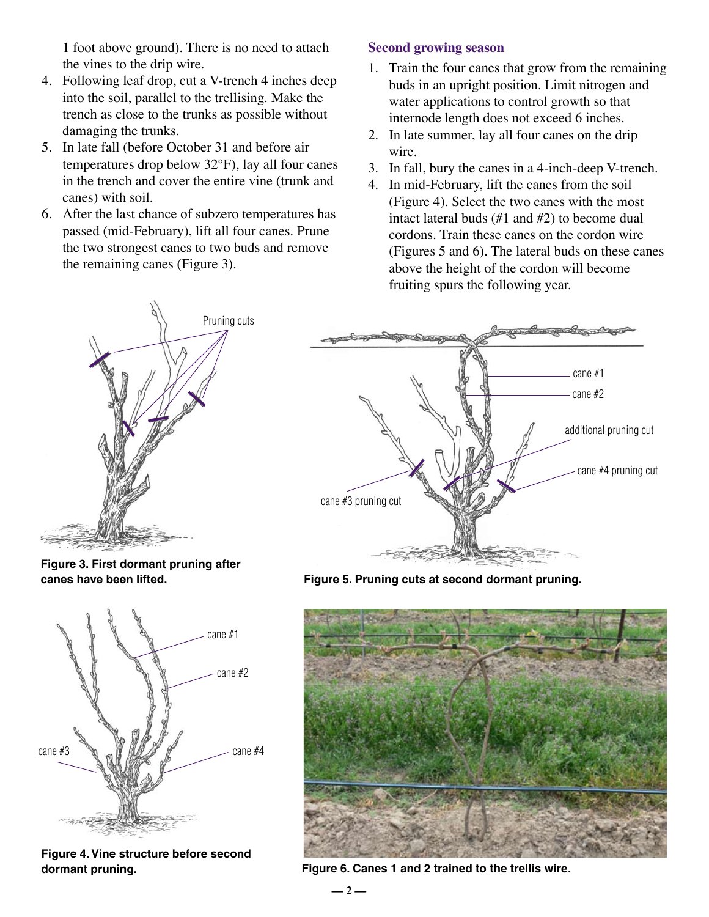1 foot above ground). There is no need to attach the vines to the drip wire.

4. Following leaf drop, cut a V-trench 4 inches deep into the soil, parallel to the trellising. Make the trench as close to the trunks as possible without damaging the trunks.
5. In late fall (before October 31 and before air temperatures drop below 32°F), lay all four canes in the trench and cover the entire vine (trunk and canes) with soil.
6. After the last chance of subzero temperatures has passed (mid-February), lift all four canes. Prune the two strongest canes to two buds and remove the remaining canes (Figure 3).

## Second growing season

1. Train the four canes that grow from the remaining buds in an upright position. Limit nitrogen and water applications to control growth so that internode length does not exceed 6 inches.
2. In late summer, lay all four canes on the drip wire.
3. In fall, bury the canes in a 4-inch-deep V-trench.
4. In mid-February, lift the canes from the soil (Figure 4). Select the two canes with the most intact lateral buds (#1 and #2) to become dual cordons. Train these canes on the cordon wire (Figures 5 and 6). The lateral buds on these canes above the height of the cordon will become fruiting spurs the following year.

**Figure 3. First dormant pruning after canes have been lifted.**

**Figure 5. Pruning cuts at second dormant pruning.**

**Figure 4. Vine structure before second dormant pruning.**

**Figure 6. Canes 1 and 2 trained to the trellis wire.**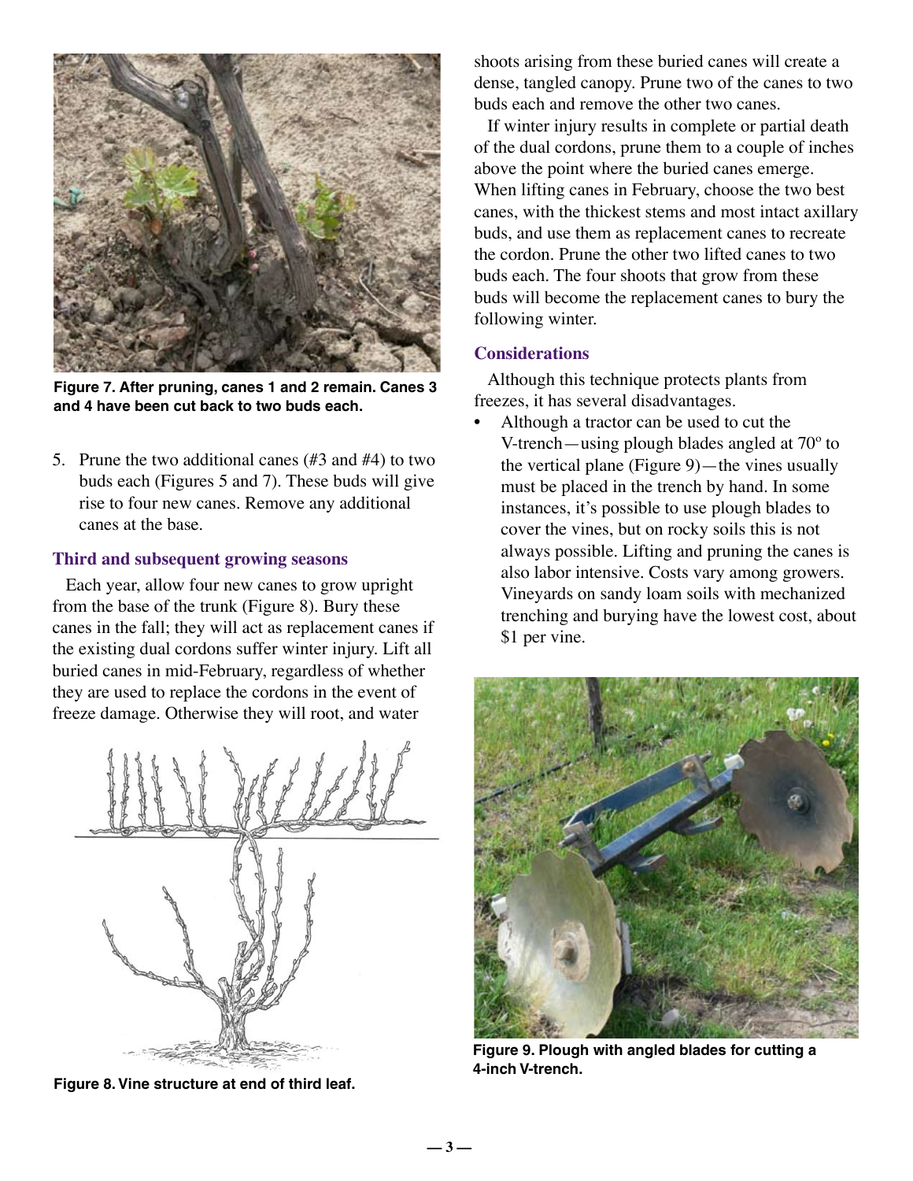Figure 7. After pruning, canes 1 and 2 remain. Canes 3 and 4 have been cut back to two buds each.

5. Prune the two additional canes (#3 and #4) to two buds each (Figures 5 and 7). These buds will give rise to four new canes. Remove any additional canes at the base.

### Third and subsequent growing seasons

Each year, allow four new canes to grow upright from the base of the trunk (Figure 8). Bury these canes in the fall; they will act as replacement canes if the existing dual cordons suffer winter injury. Lift all buried canes in mid-February, regardless of whether they are used to replace the cordons in the event of freeze damage. Otherwise they will root, and water shoots arising from these buried canes will create a dense, tangled canopy. Prune two of the canes to two buds each and remove the other two canes.

Figure 8. Vine structure at end of third leaf.

If winter injury results in complete or partial death of the dual cordons, prune them to a couple of inches above the point where the buried canes emerge. When lifting canes in February, choose the two best canes, with the thickest stems and most intact axillary buds, and use them as replacement canes to recreate the cordon. Prune the other two lifted canes to two buds each. The four shoots that grow from these buds will become the replacement canes to bury the following winter.

### Considerations

Although this technique protects plants from freezes, it has several disadvantages.

- Although a tractor can be used to cut the V-trench—using plough blades angled at 70º to the vertical plane (Figure 9)—the vines usually must be placed in the trench by hand. In some instances, it's possible to use plough blades to cover the vines, but on rocky soils this is not always possible. Lifting and pruning the canes is also labor intensive. Costs vary among growers. Vineyards on sandy loam soils with mechanized trenching and burying have the lowest cost, about $1 per vine.

Figure 9. Plough with angled blades for cutting a 4-inch V-trench.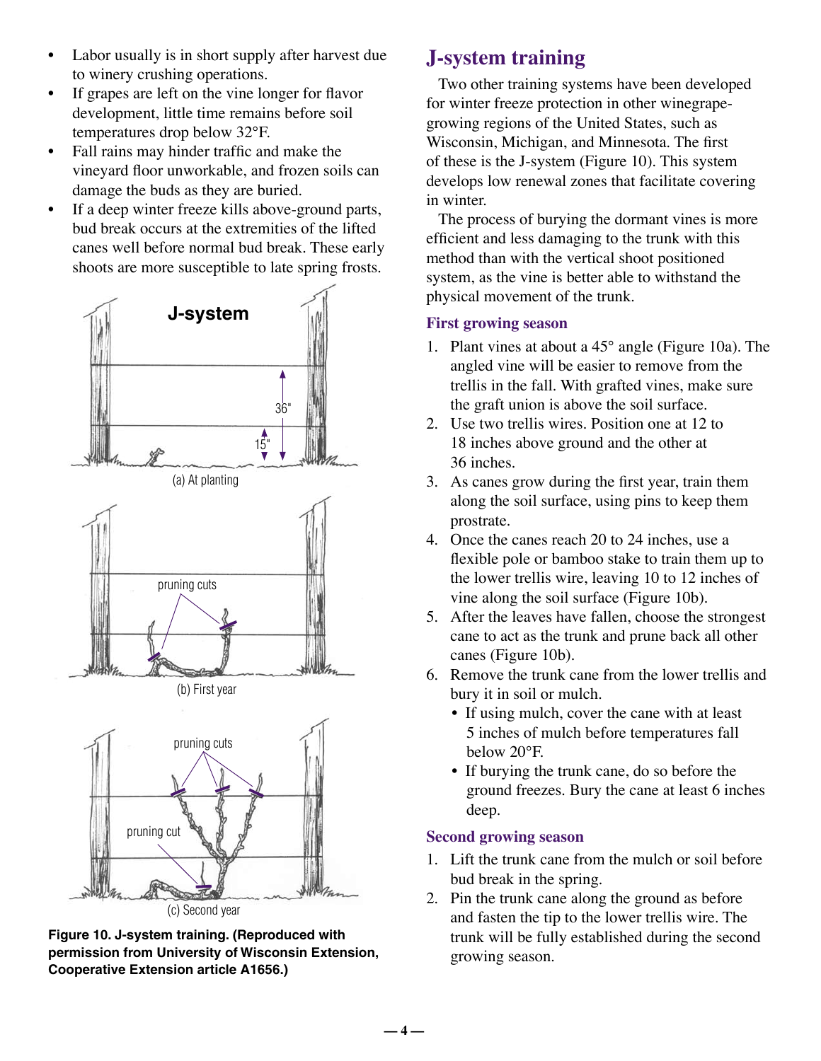- Labor usually is in short supply after harvest due to winery crushing operations.
- If grapes are left on the vine longer for flavor development, little time remains before soil temperatures drop below 32°F.
- Fall rains may hinder traffic and make the vineyard floor unworkable, and frozen soils can damage the buds as they are buried.
- If a deep winter freeze kills above-ground parts, bud break occurs at the extremities of the lifted canes well before normal bud break. These early shoots are more susceptible to late spring frosts.

**Figure 10. J-system training. (Reproduced with permission from University of Wisconsin Extension, Cooperative Extension article A1656.)**

## J-system training

Two other training systems have been developed for winter freeze protection in other winegrape-growing regions of the United States, such as Wisconsin, Michigan, and Minnesota. The first of these is the J-system (Figure 10). This system develops low renewal zones that facilitate covering in winter.

The process of burying the dormant vines is more efficient and less damaging to the trunk with this method than with the vertical shoot positioned system, as the vine is better able to withstand the physical movement of the trunk.

### First growing season

1. Plant vines at about a 45° angle (Figure 10a). The angled vine will be easier to remove from the trellis in the fall. With grafted vines, make sure the graft union is above the soil surface.
2. Use two trellis wires. Position one at 12 to 18 inches above ground and the other at 36 inches.
3. As canes grow during the first year, train them along the soil surface, using pins to keep them prostrate.
4. Once the canes reach 20 to 24 inches, use a flexible pole or bamboo stake to train them up to the lower trellis wire, leaving 10 to 12 inches of vine along the soil surface (Figure 10b).
5. After the leaves have fallen, choose the strongest cane to act as the trunk and prune back all other canes (Figure 10b).
6. Remove the trunk cane from the lower trellis and bury it in soil or mulch.
   - If using mulch, cover the cane with at least 5 inches of mulch before temperatures fall below 20°F.
   - If burying the trunk cane, do so before the ground freezes. Bury the cane at least 6 inches deep.

### Second growing season

1. Lift the trunk cane from the mulch or soil before bud break in the spring.
2. Pin the trunk cane along the ground as before and fasten the tip to the lower trellis wire. The trunk will be fully established during the second growing season.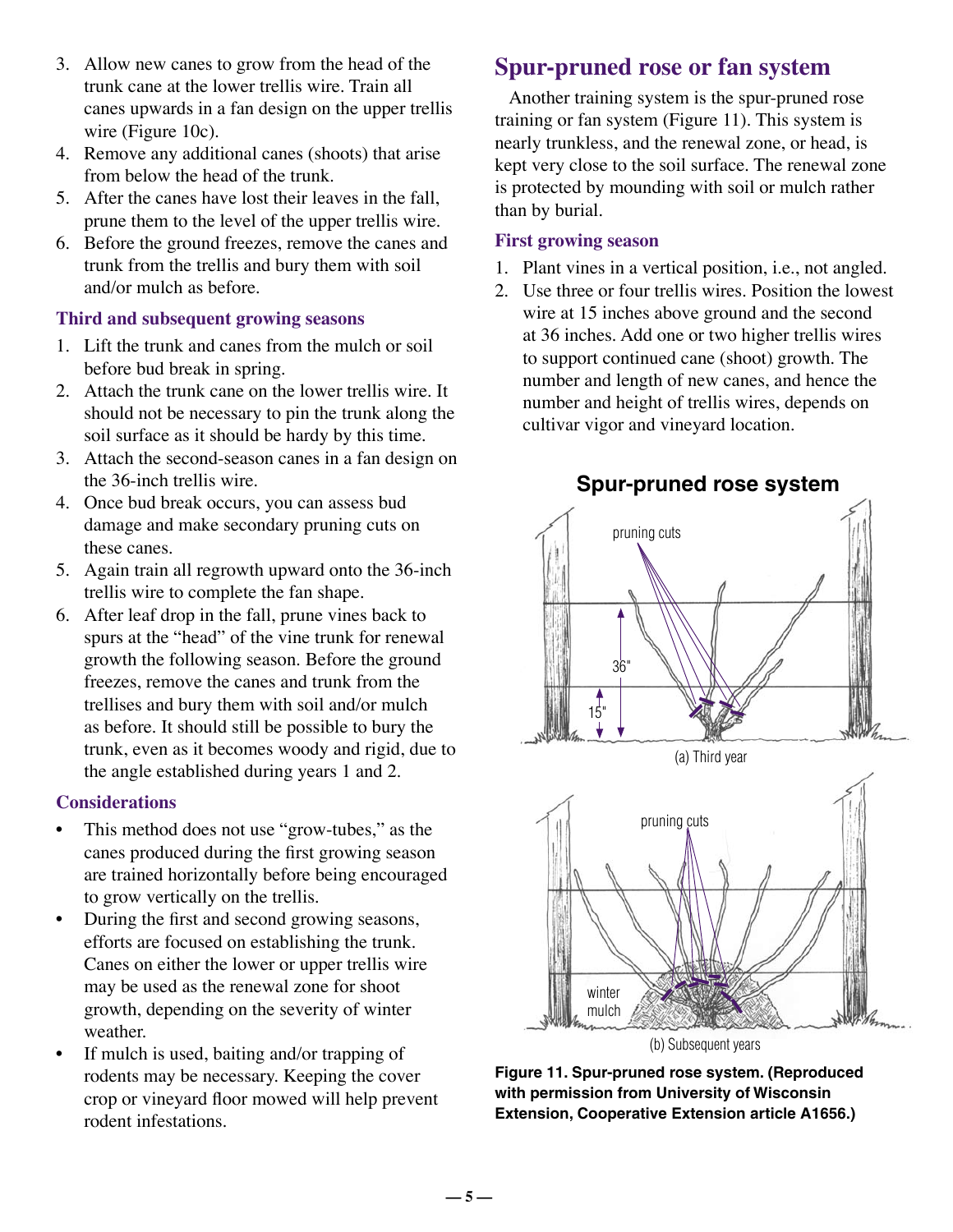3. Allow new canes to grow from the head of the trunk cane at the lower trellis wire. Train all canes upwards in a fan design on the upper trellis wire (Figure 10c).
4. Remove any additional canes (shoots) that arise from below the head of the trunk.
5. After the canes have lost their leaves in the fall, prune them to the level of the upper trellis wire.
6. Before the ground freezes, remove the canes and trunk from the trellis and bury them with soil and/or mulch as before.

### Third and subsequent growing seasons

1. Lift the trunk and canes from the mulch or soil before bud break in spring.
2. Attach the trunk cane on the lower trellis wire. It should not be necessary to pin the trunk along the soil surface as it should be hardy by this time.
3. Attach the second-season canes in a fan design on the 36-inch trellis wire.
4. Once bud break occurs, you can assess bud damage and make secondary pruning cuts on these canes.
5. Again train all regrowth upward onto the 36-inch trellis wire to complete the fan shape.
6. After leaf drop in the fall, prune vines back to spurs at the "head" of the vine trunk for renewal growth the following season. Before the ground freezes, remove the canes and trunk from the trellises and bury them with soil and/or mulch as before. It should still be possible to bury the trunk, even as it becomes woody and rigid, due to the angle established during years 1 and 2.

### Considerations

- This method does not use "grow-tubes," as the canes produced during the first growing season are trained horizontally before being encouraged to grow vertically on the trellis.
- During the first and second growing seasons, efforts are focused on establishing the trunk. Canes on either the lower or upper trellis wire may be used as the renewal zone for shoot growth, depending on the severity of winter weather.
- If mulch is used, baiting and/or trapping of rodents may be necessary. Keeping the cover crop or vineyard floor mowed will help prevent rodent infestations.

## Spur-pruned rose or fan system

Another training system is the spur-pruned rose training or fan system (Figure 11). This system is nearly trunkless, and the renewal zone, or head, is kept very close to the soil surface. The renewal zone is protected by mounding with soil or mulch rather than by burial.

### First growing season

1. Plant vines in a vertical position, i.e., not angled.
2. Use three or four trellis wires. Position the lowest wire at 15 inches above ground and the second at 36 inches. Add one or two higher trellis wires to support continued cane (shoot) growth. The number and length of new canes, and hence the number and height of trellis wires, depends on cultivar vigor and vineyard location.

**Spur-pruned rose system**

(a) Third year

(b) Subsequent years

**Figure 11. Spur-pruned rose system. (Reproduced with permission from University of Wisconsin Extension, Cooperative Extension article A1656.)**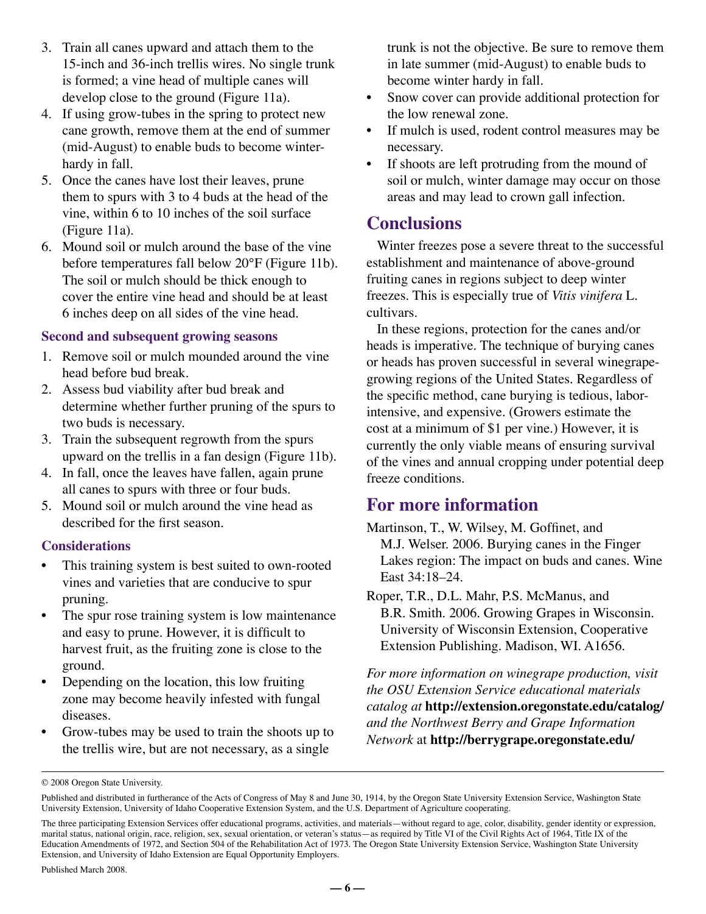3. Train all canes upward and attach them to the 15-inch and 36-inch trellis wires. No single trunk is formed; a vine head of multiple canes will develop close to the ground (Figure 11a).
4. If using grow-tubes in the spring to protect new cane growth, remove them at the end of summer (mid-August) to enable buds to become winter-hardy in fall.
5. Once the canes have lost their leaves, prune them to spurs with 3 to 4 buds at the head of the vine, within 6 to 10 inches of the soil surface (Figure 11a).
6. Mound soil or mulch around the base of the vine before temperatures fall below 20°F (Figure 11b). The soil or mulch should be thick enough to cover the entire vine head and should be at least 6 inches deep on all sides of the vine head.

### Second and subsequent growing seasons

1. Remove soil or mulch mounded around the vine head before bud break.
2. Assess bud viability after bud break and determine whether further pruning of the spurs to two buds is necessary.
3. Train the subsequent regrowth from the spurs upward on the trellis in a fan design (Figure 11b).
4. In fall, once the leaves have fallen, again prune all canes to spurs with three or four buds.
5. Mound soil or mulch around the vine head as described for the first season.

### Considerations

- This training system is best suited to own-rooted vines and varieties that are conducive to spur pruning.
- The spur rose training system is low maintenance and easy to prune. However, it is difficult to harvest fruit, as the fruiting zone is close to the ground.
- Depending on the location, this low fruiting zone may become heavily infested with fungal diseases.
- Grow-tubes may be used to train the shoots up to the trellis wire, but are not necessary, as a single trunk is not the objective. Be sure to remove them in late summer (mid-August) to enable buds to become winter hardy in fall.
- Snow cover can provide additional protection for the low renewal zone.
- If mulch is used, rodent control measures may be necessary.
- If shoots are left protruding from the mound of soil or mulch, winter damage may occur on those areas and may lead to crown gall infection.

## Conclusions

Winter freezes pose a severe threat to the successful establishment and maintenance of above-ground fruiting canes in regions subject to deep winter freezes. This is especially true of *Vitis vinifera* L. cultivars.

In these regions, protection for the canes and/or heads is imperative. The technique of burying canes or heads has proven successful in several winegrape-growing regions of the United States. Regardless of the specific method, cane burying is tedious, labor-intensive, and expensive. (Growers estimate the cost at a minimum of $1 per vine.) However, it is currently the only viable means of ensuring survival of the vines and annual cropping under potential deep freeze conditions.

## For more information

Martinson, T., W. Wilsey, M. Goffinet, and M.J. Welser. 2006. Burying canes in the Finger Lakes region: The impact on buds and canes. Wine East 34:18–24.

Roper, T.R., D.L. Mahr, P.S. McManus, and B.R. Smith. 2006. Growing Grapes in Wisconsin. University of Wisconsin Extension, Cooperative Extension Publishing. Madison, WI. A1656.

*For more information on winegrape production, visit the OSU Extension Service educational materials catalog at* **http://extension.oregonstate.edu/catalog/** *and the Northwest Berry and Grape Information Network* at **http://berrygrape.oregonstate.edu/**

© 2008 Oregon State University.

Published and distributed in furtherance of the Acts of Congress of May 8 and June 30, 1914, by the Oregon State University Extension Service, Washington State University Extension, University of Idaho Cooperative Extension System, and the U.S. Department of Agriculture cooperating.

The three participating Extension Services offer educational programs, activities, and materials—without regard to age, color, disability, gender identity or expression, marital status, national origin, race, religion, sex, sexual orientation, or veteran's status—as required by Title VI of the Civil Rights Act of 1964, Title IX of the Education Amendments of 1972, and Section 504 of the Rehabilitation Act of 1973. The Oregon State University Extension Service, Washington State University Extension, and University of Idaho Extension are Equal Opportunity Employers.

Published March 2008.